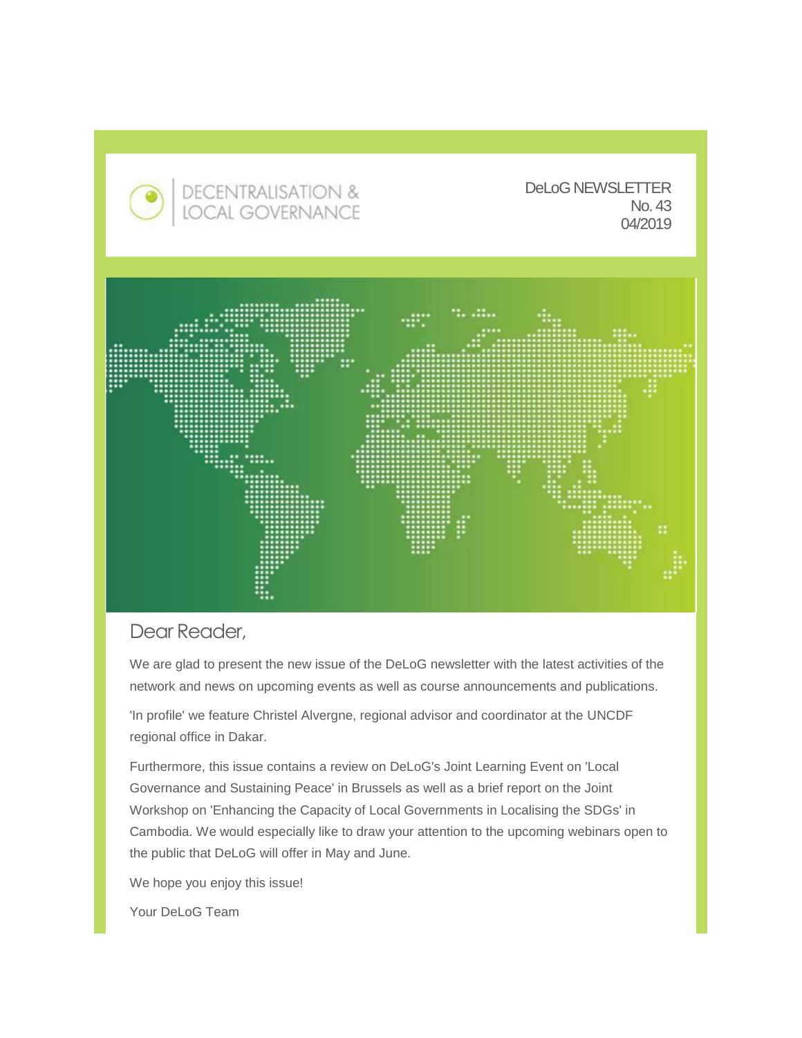DECENTRALISATION & LOCAL GOVERNANCE

DeLoG NEWSLETTER
No. 43
04/2019

## Dear Reader,

We are glad to present the new issue of the DeLoG newsletter with the latest activities of the network and news on upcoming events as well as course announcements and publications.

'In profile' we feature Christel Alvergne, regional advisor and coordinator at the UNCDF regional office in Dakar.

Furthermore, this issue contains a review on DeLoG's Joint Learning Event on 'Local Governance and Sustaining Peace' in Brussels as well as a brief report on the Joint Workshop on 'Enhancing the Capacity of Local Governments in Localising the SDGs' in Cambodia. We would especially like to draw your attention to the upcoming webinars open to the public that DeLoG will offer in May and June.

We hope you enjoy this issue!

Your DeLoG Team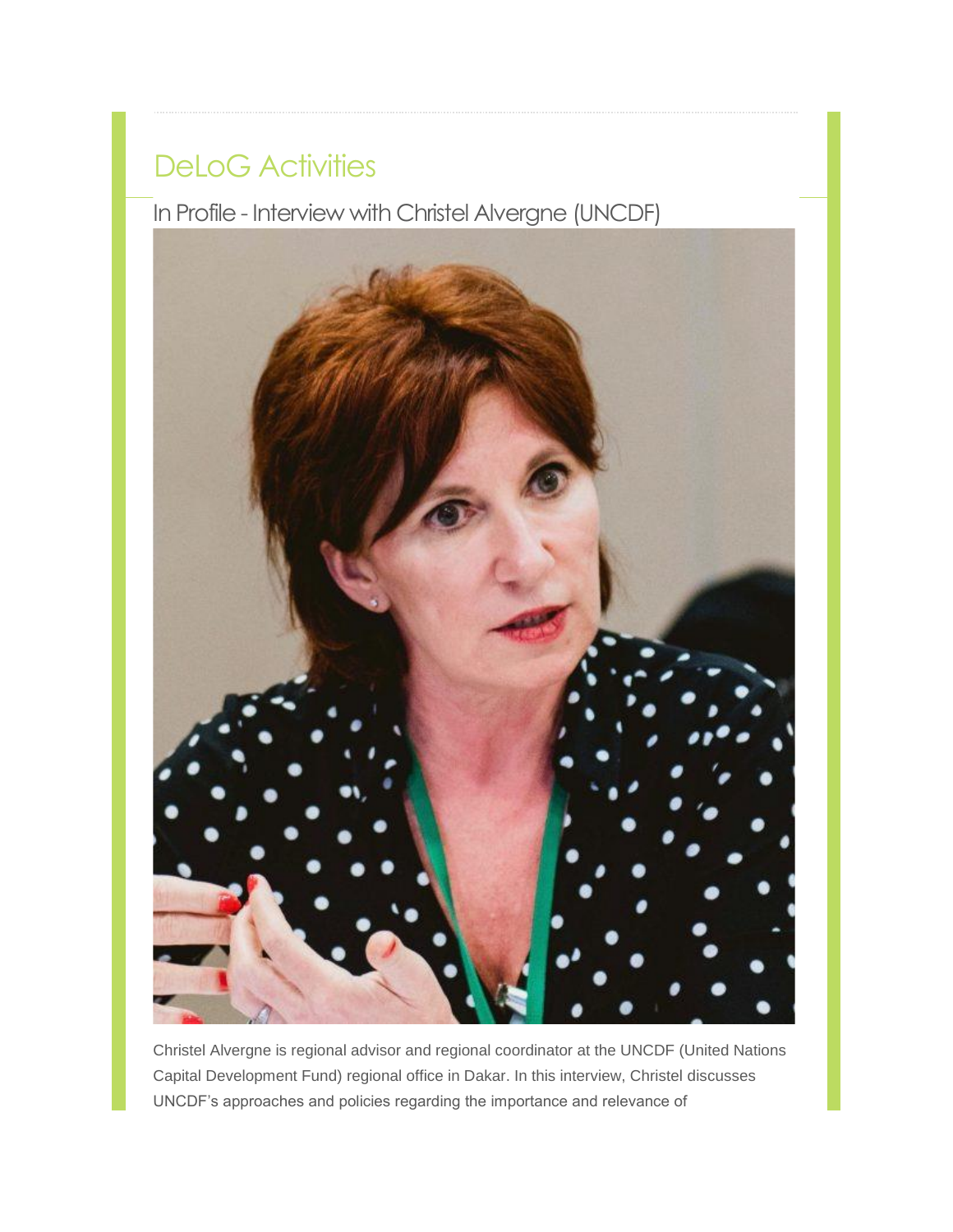# DeLoG Activities

## In Profile - Interview with Christel Alvergne (UNCDF)

Christel Alvergne is regional advisor and regional coordinator at the UNCDF (United Nations Capital Development Fund) regional office in Dakar. In this interview, Christel discusses UNCDF's approaches and policies regarding the importance and relevance of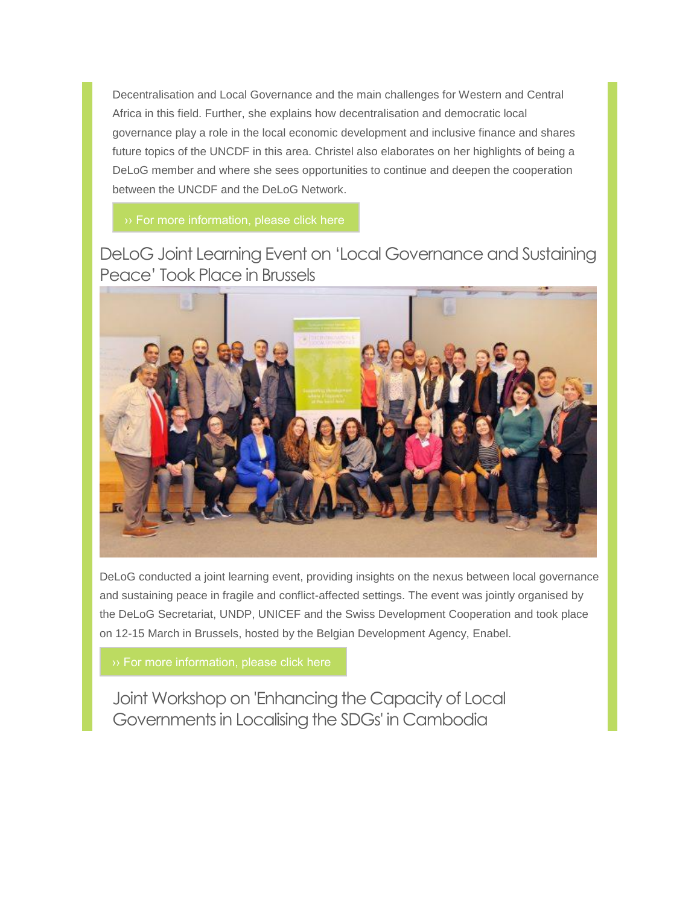Decentralisation and Local Governance and the main challenges for Western and Central Africa in this field. Further, she explains how decentralisation and democratic local governance play a role in the local economic development and inclusive finance and shares future topics of the UNCDF in this area. Christel also elaborates on her highlights of being a DeLoG member and where she sees opportunities to continue and deepen the cooperation between the UNCDF and the DeLoG Network.

›› For more information, please click here

## DeLoG Joint Learning Event on 'Local Governance and Sustaining Peace' Took Place in Brussels

DeLoG conducted a joint learning event, providing insights on the nexus between local governance and sustaining peace in fragile and conflict-affected settings. The event was jointly organised by the DeLoG Secretariat, UNDP, UNICEF and the Swiss Development Cooperation and took place on 12-15 March in Brussels, hosted by the Belgian Development Agency, Enabel.

›› For more information, please click here

## Joint Workshop on 'Enhancing the Capacity of Local Governments in Localising the SDGs' in Cambodia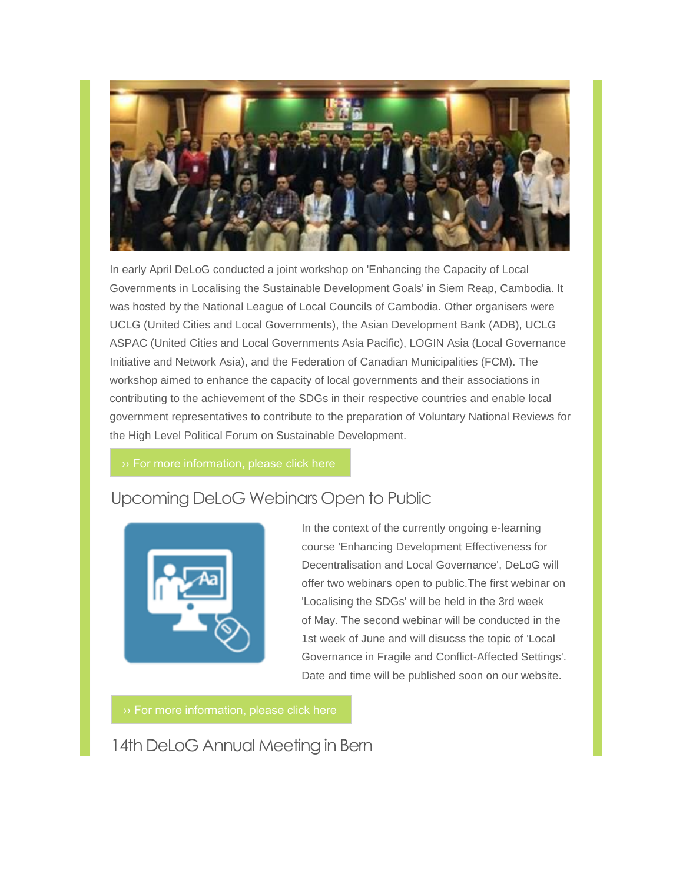In early April DeLoG conducted a joint workshop on 'Enhancing the Capacity of Local Governments in Localising the Sustainable Development Goals' in Siem Reap, Cambodia. It was hosted by the National League of Local Councils of Cambodia. Other organisers were UCLG (United Cities and Local Governments), the Asian Development Bank (ADB), UCLG ASPAC (United Cities and Local Governments Asia Pacific), LOGIN Asia (Local Governance Initiative and Network Asia), and the Federation of Canadian Municipalities (FCM). The workshop aimed to enhance the capacity of local governments and their associations in contributing to the achievement of the SDGs in their respective countries and enable local government representatives to contribute to the preparation of Voluntary National Reviews for the High Level Political Forum on Sustainable Development.

›› For more information, please click here

## Upcoming DeLoG Webinars Open to Public

In the context of the currently ongoing e-learning course 'Enhancing Development Effectiveness for Decentralisation and Local Governance', DeLoG will offer two webinars open to public.The first webinar on 'Localising the SDGs' will be held in the 3rd week of May. The second webinar will be conducted in the 1st week of June and will disucss the topic of 'Local Governance in Fragile and Conflict-Affected Settings'. Date and time will be published soon on our website.

›› For more information, please click here

## 14th DeLoG Annual Meeting in Bern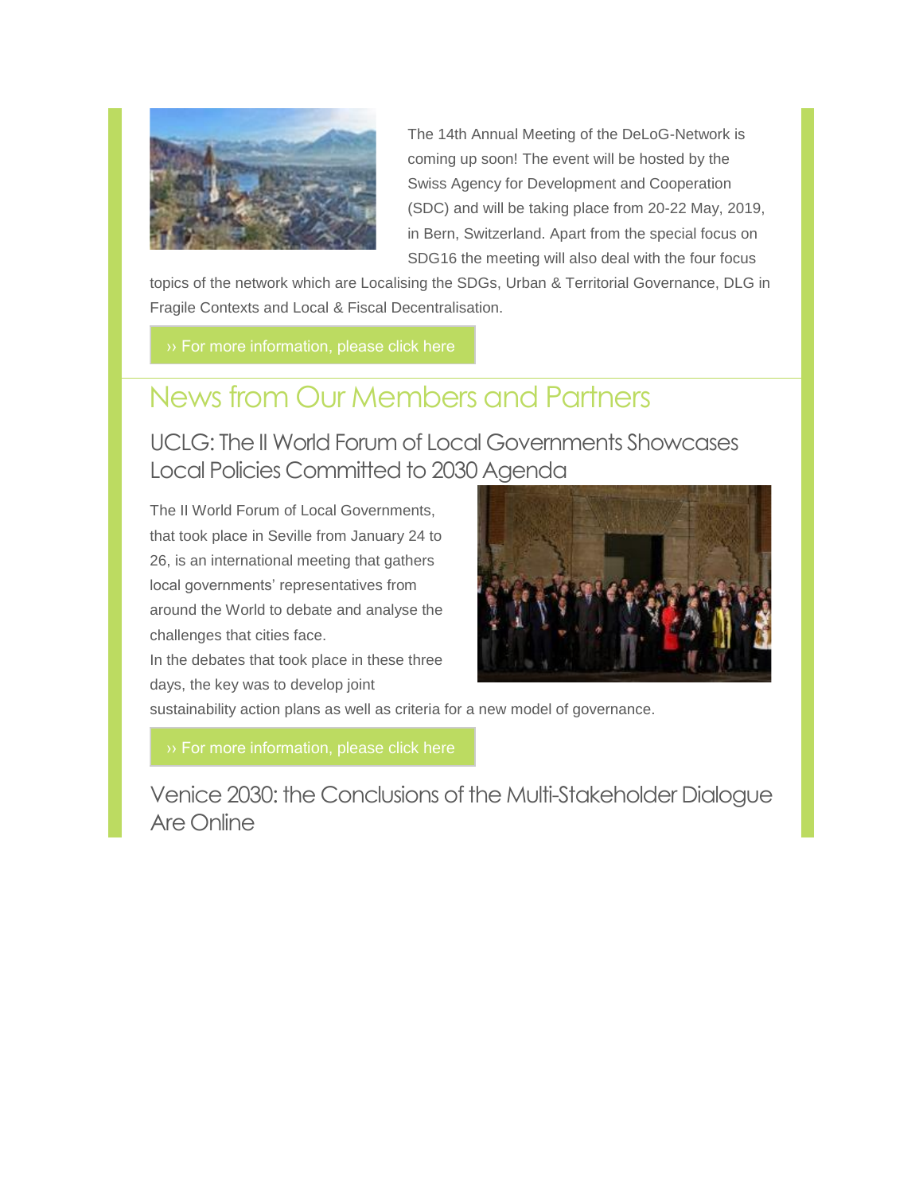The 14th Annual Meeting of the DeLoG-Network is coming up soon! The event will be hosted by the Swiss Agency for Development and Cooperation (SDC) and will be taking place from 20-22 May, 2019, in Bern, Switzerland. Apart from the special focus on SDG16 the meeting will also deal with the four focus topics of the network which are Localising the SDGs, Urban & Territorial Governance, DLG in Fragile Contexts and Local & Fiscal Decentralisation.

›› For more information, please click here

## News from Our Members and Partners

### UCLG: The II World Forum of Local Governments Showcases Local Policies Committed to 2030 Agenda

The II World Forum of Local Governments, that took place in Seville from January 24 to 26, is an international meeting that gathers local governments' representatives from around the World to debate and analyse the challenges that cities face.
In the debates that took place in these three days, the key was to develop joint sustainability action plans as well as criteria for a new model of governance.

›› For more information, please click here

### Venice 2030: the Conclusions of the Multi-Stakeholder Dialogue Are Online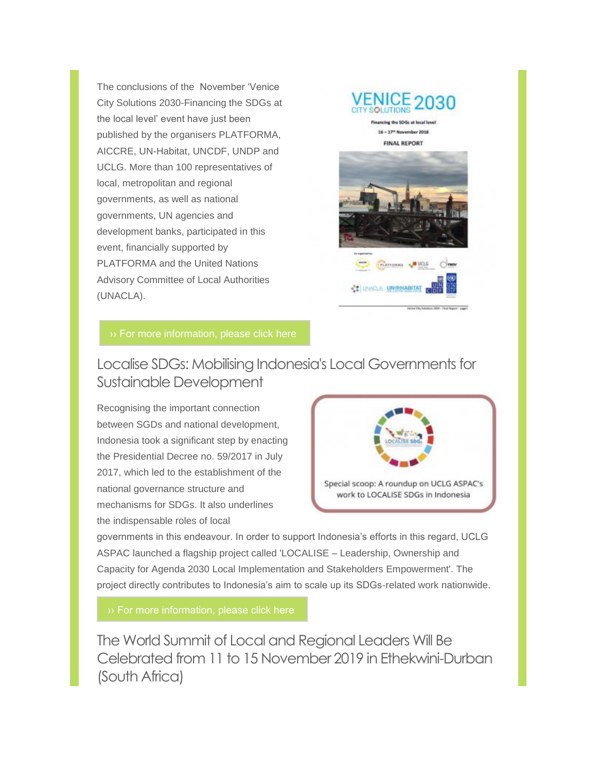The conclusions of the November 'Venice City Solutions 2030-Financing the SDGs at the local level' event have just been published by the organisers PLATFORMA, AICCRE, UN-Habitat, UNCDF, UNDP and UCLG. More than 100 representatives of local, metropolitan and regional governments, as well as national governments, UN agencies and development banks, participated in this event, financially supported by PLATFORMA and the United Nations Advisory Committee of Local Authorities (UNACLA).

›› For more information, please click here

## Localise SDGs: Mobilising Indonesia's Local Governments for Sustainable Development

Recognising the important connection between SGDs and national development, Indonesia took a significant step by enacting the Presidential Decree no. 59/2017 in July 2017, which led to the establishment of the national governance structure and mechanisms for SDGs. It also underlines the indispensable roles of local governments in this endeavour. In order to support Indonesia's efforts in this regard, UCLG ASPAC launched a flagship project called 'LOCALISE – Leadership, Ownership and Capacity for Agenda 2030 Local Implementation and Stakeholders Empowerment'. The project directly contributes to Indonesia's aim to scale up its SDGs-related work nationwide.

Special scoop: A roundup on UCLG ASPAC's work to LOCALISE SDGs in Indonesia

›› For more information, please click here

## The World Summit of Local and Regional Leaders Will Be Celebrated from 11 to 15 November 2019 in Ethekwini-Durban (South Africa)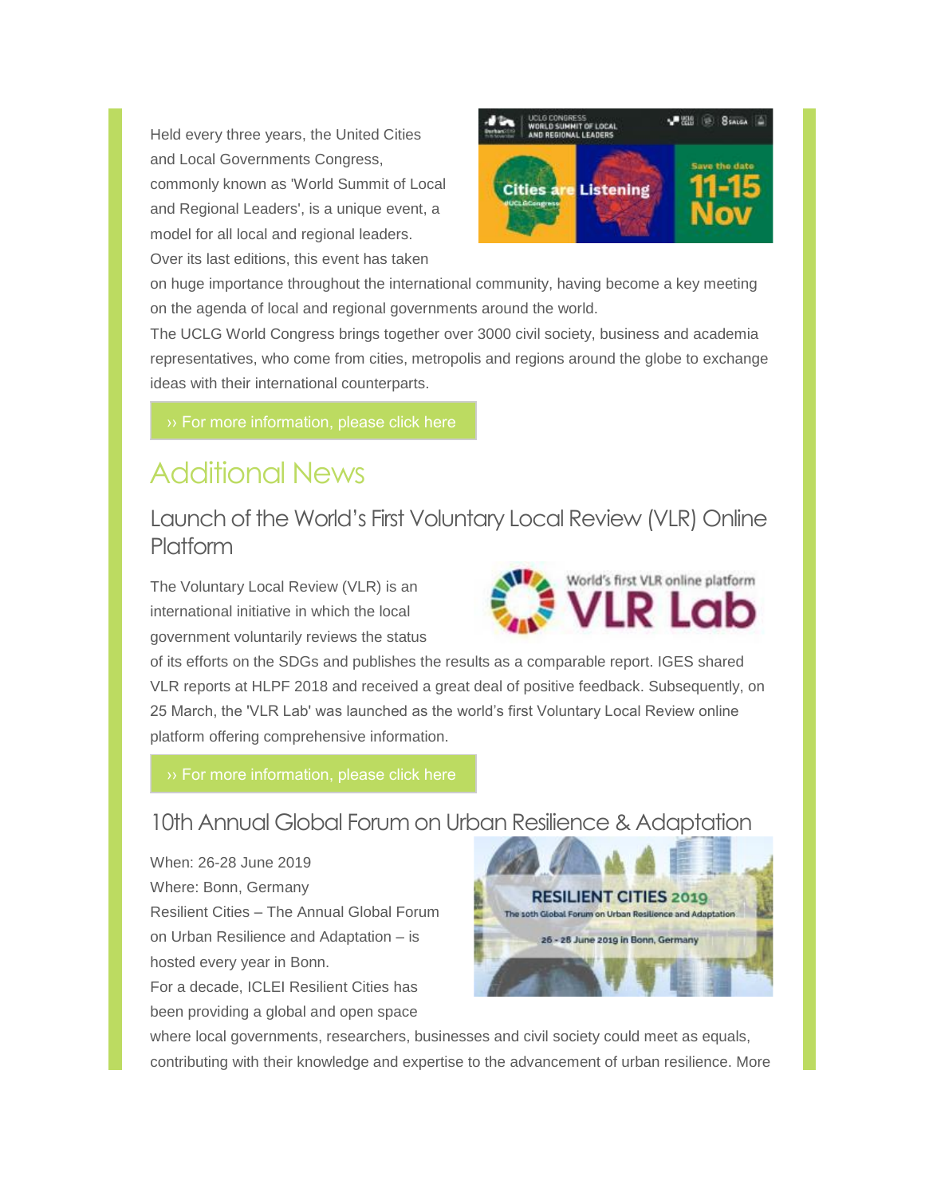Held every three years, the United Cities and Local Governments Congress, commonly known as 'World Summit of Local and Regional Leaders', is a unique event, a model for all local and regional leaders. Over its last editions, this event has taken on huge importance throughout the international community, having become a key meeting on the agenda of local and regional governments around the world.

The UCLG World Congress brings together over 3000 civil society, business and academia representatives, who come from cities, metropolis and regions around the globe to exchange ideas with their international counterparts.

›› For more information, please click here

## Additional News

### Launch of the World's First Voluntary Local Review (VLR) Online Platform

The Voluntary Local Review (VLR) is an international initiative in which the local government voluntarily reviews the status of its efforts on the SDGs and publishes the results as a comparable report. IGES shared VLR reports at HLPF 2018 and received a great deal of positive feedback. Subsequently, on 25 March, the 'VLR Lab' was launched as the world's first Voluntary Local Review online platform offering comprehensive information.

›› For more information, please click here

### 10th Annual Global Forum on Urban Resilience & Adaptation

When: 26-28 June 2019
Where: Bonn, Germany
Resilient Cities – The Annual Global Forum on Urban Resilience and Adaptation – is hosted every year in Bonn.
For a decade, ICLEI Resilient Cities has been providing a global and open space where local governments, researchers, businesses and civil society could meet as equals, contributing with their knowledge and expertise to the advancement of urban resilience. More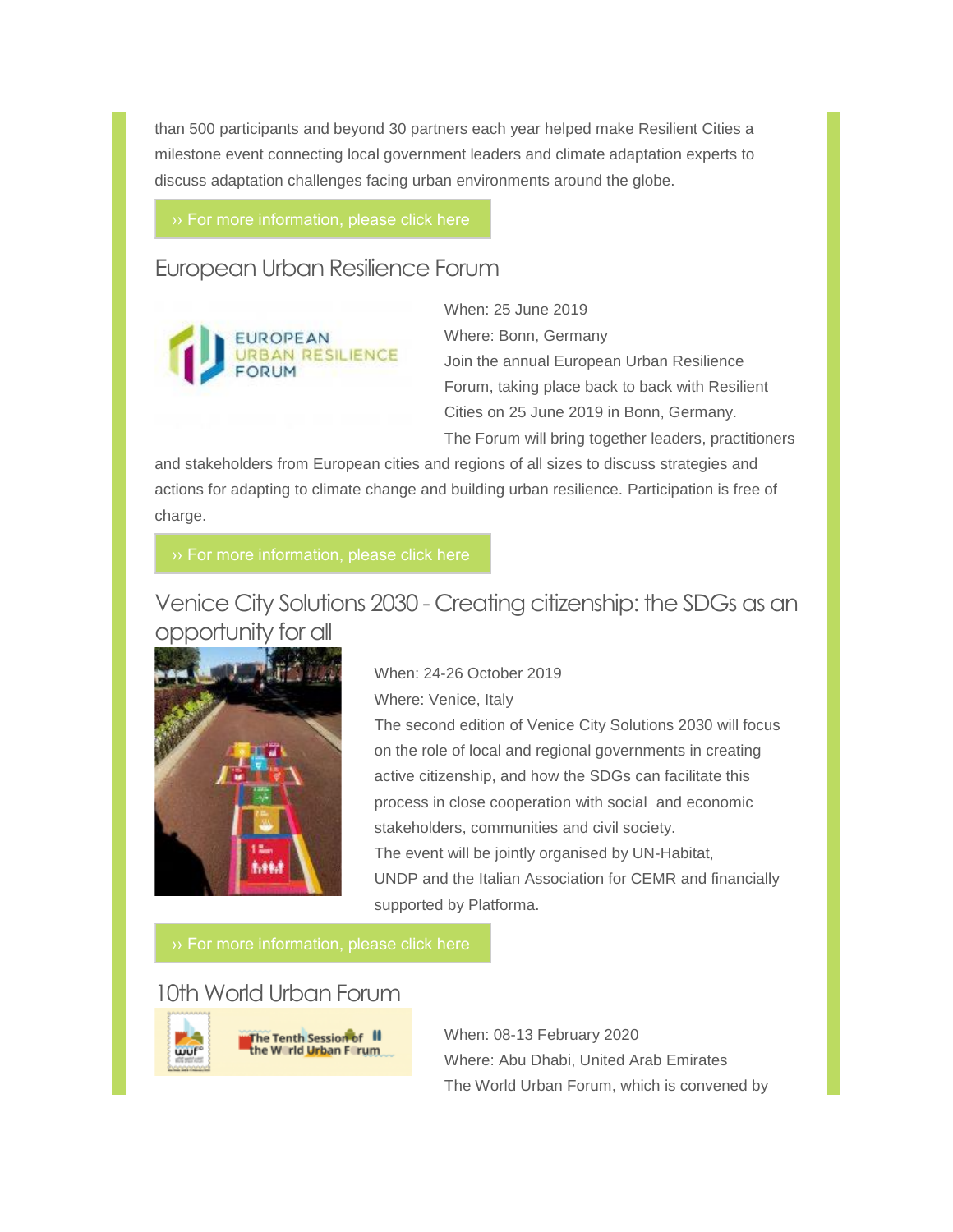than 500 participants and beyond 30 partners each year helped make Resilient Cities a milestone event connecting local government leaders and climate adaptation experts to discuss adaptation challenges facing urban environments around the globe.

›› For more information, please click here

## European Urban Resilience Forum

When: 25 June 2019

Where: Bonn, Germany

Join the annual European Urban Resilience Forum, taking place back to back with Resilient Cities on 25 June 2019 in Bonn, Germany.

The Forum will bring together leaders, practitioners and stakeholders from European cities and regions of all sizes to discuss strategies and actions for adapting to climate change and building urban resilience. Participation is free of charge.

›› For more information, please click here

## Venice City Solutions 2030 - Creating citizenship: the SDGs as an opportunity for all

When: 24-26 October 2019

Where: Venice, Italy

The second edition of Venice City Solutions 2030 will focus on the role of local and regional governments in creating active citizenship, and how the SDGs can facilitate this process in close cooperation with social and economic stakeholders, communities and civil society.

The event will be jointly organised by UN-Habitat, UNDP and the Italian Association for CEMR and financially supported by Platforma.

›› For more information, please click here

## 10th World Urban Forum

When: 08-13 February 2020

Where: Abu Dhabi, United Arab Emirates

The World Urban Forum, which is convened by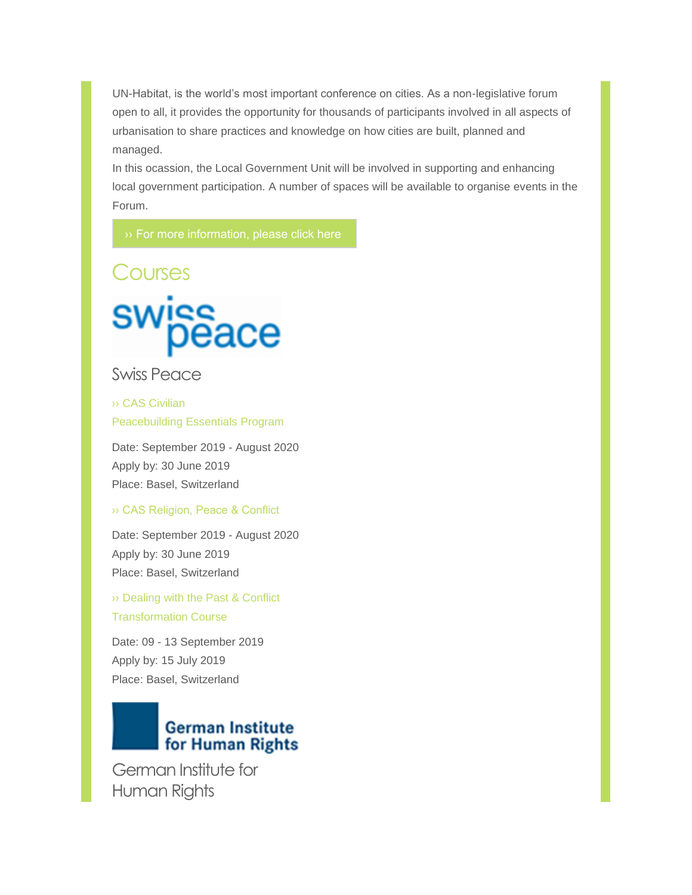UN-Habitat, is the world's most important conference on cities. As a non-legislative forum open to all, it provides the opportunity for thousands of participants involved in all aspects of urbanisation to share practices and knowledge on how cities are built, planned and managed.

In this ocassion, the Local Government Unit will be involved in supporting and enhancing local government participation. A number of spaces will be available to organise events in the Forum.

›› For more information, please click here

## Courses

### Swiss Peace

›› CAS Civilian Peacebuilding Essentials Program

Date: September 2019 - August 2020
Apply by: 30 June 2019
Place: Basel, Switzerland

›› CAS Religion, Peace & Conflict

Date: September 2019 - August 2020
Apply by: 30 June 2019
Place: Basel, Switzerland

›› Dealing with the Past & Conflict Transformation Course

Date: 09 - 13 September 2019
Apply by: 15 July 2019
Place: Basel, Switzerland

### German Institute for Human Rights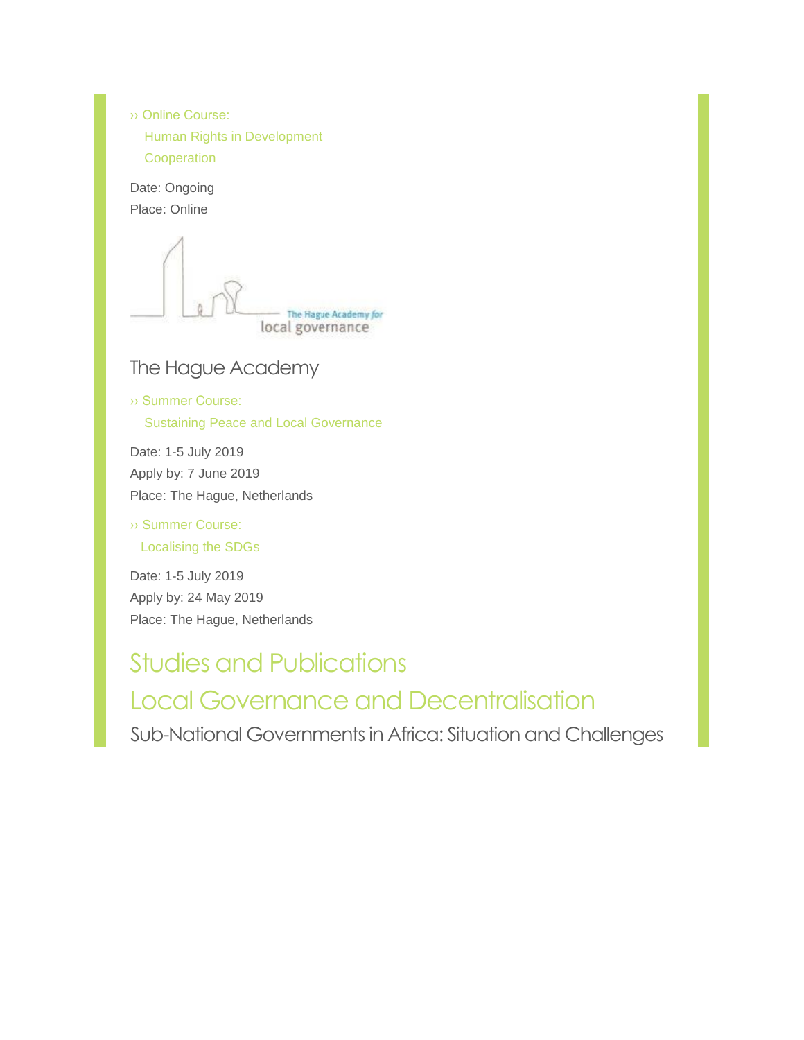›› Online Course:
Human Rights in Development Cooperation

Date: Ongoing
Place: Online

## The Hague Academy

›› Summer Course:
Sustaining Peace and Local Governance

Date: 1-5 July 2019
Apply by: 7 June 2019
Place: The Hague, Netherlands

›› Summer Course:
Localising the SDGs

Date: 1-5 July 2019
Apply by: 24 May 2019
Place: The Hague, Netherlands

# Studies and Publications

# Local Governance and Decentralisation

## Sub-National Governments in Africa: Situation and Challenges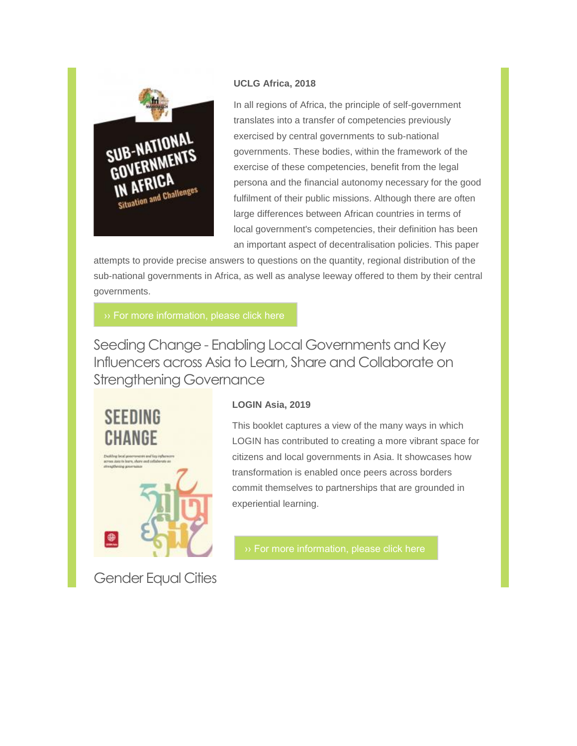**UCLG Africa, 2018**

In all regions of Africa, the principle of self-government translates into a transfer of competencies previously exercised by central governments to sub-national governments. These bodies, within the framework of the exercise of these competencies, benefit from the legal persona and the financial autonomy necessary for the good fulfilment of their public missions. Although there are often large differences between African countries in terms of local government's competencies, their definition has been an important aspect of decentralisation policies. This paper attempts to provide precise answers to questions on the quantity, regional distribution of the sub-national governments in Africa, as well as analyse leeway offered to them by their central governments.

›› For more information, please click here

## Seeding Change - Enabling Local Governments and Key Influencers across Asia to Learn, Share and Collaborate on Strengthening Governance

**LOGIN Asia, 2019**

This booklet captures a view of the many ways in which LOGIN has contributed to creating a more vibrant space for citizens and local governments in Asia. It showcases how transformation is enabled once peers across borders commit themselves to partnerships that are grounded in experiential learning.

›› For more information, please click here

## Gender Equal Cities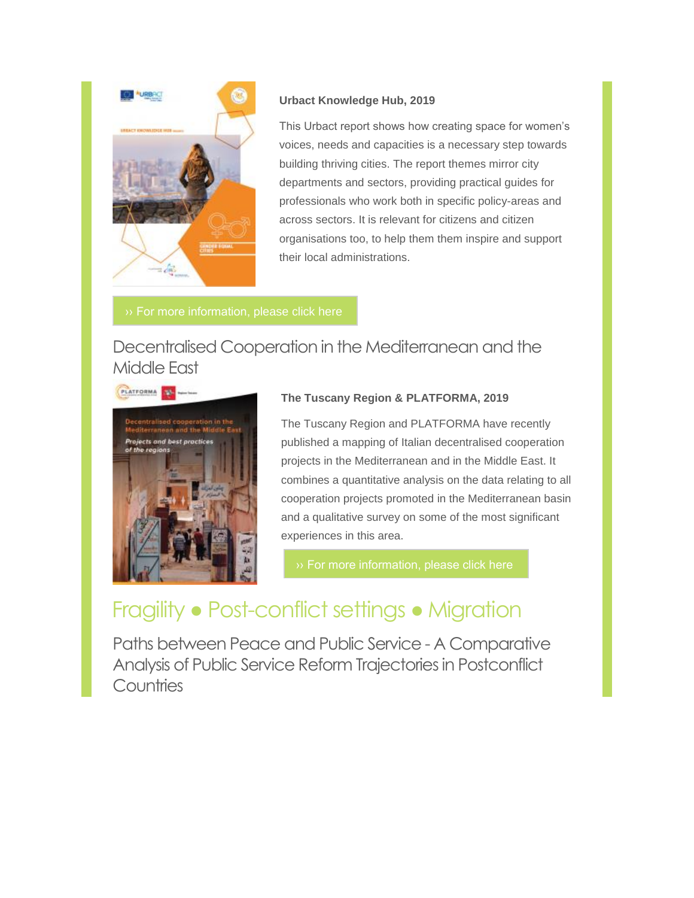**Urbact Knowledge Hub, 2019**

This Urbact report shows how creating space for women's voices, needs and capacities is a necessary step towards building thriving cities. The report themes mirror city departments and sectors, providing practical guides for professionals who work both in specific policy-areas and across sectors. It is relevant for citizens and citizen organisations too, to help them them inspire and support their local administrations.

›› For more information, please click here

## Decentralised Cooperation in the Mediterranean and the Middle East

**The Tuscany Region & PLATFORMA, 2019**

The Tuscany Region and PLATFORMA have recently published a mapping of Italian decentralised cooperation projects in the Mediterranean and in the Middle East. It combines a quantitative analysis on the data relating to all cooperation projects promoted in the Mediterranean basin and a qualitative survey on some of the most significant experiences in this area.

›› For more information, please click here

# Fragility • Post-conflict settings • Migration

## Paths between Peace and Public Service - A Comparative Analysis of Public Service Reform Trajectories in Postconflict Countries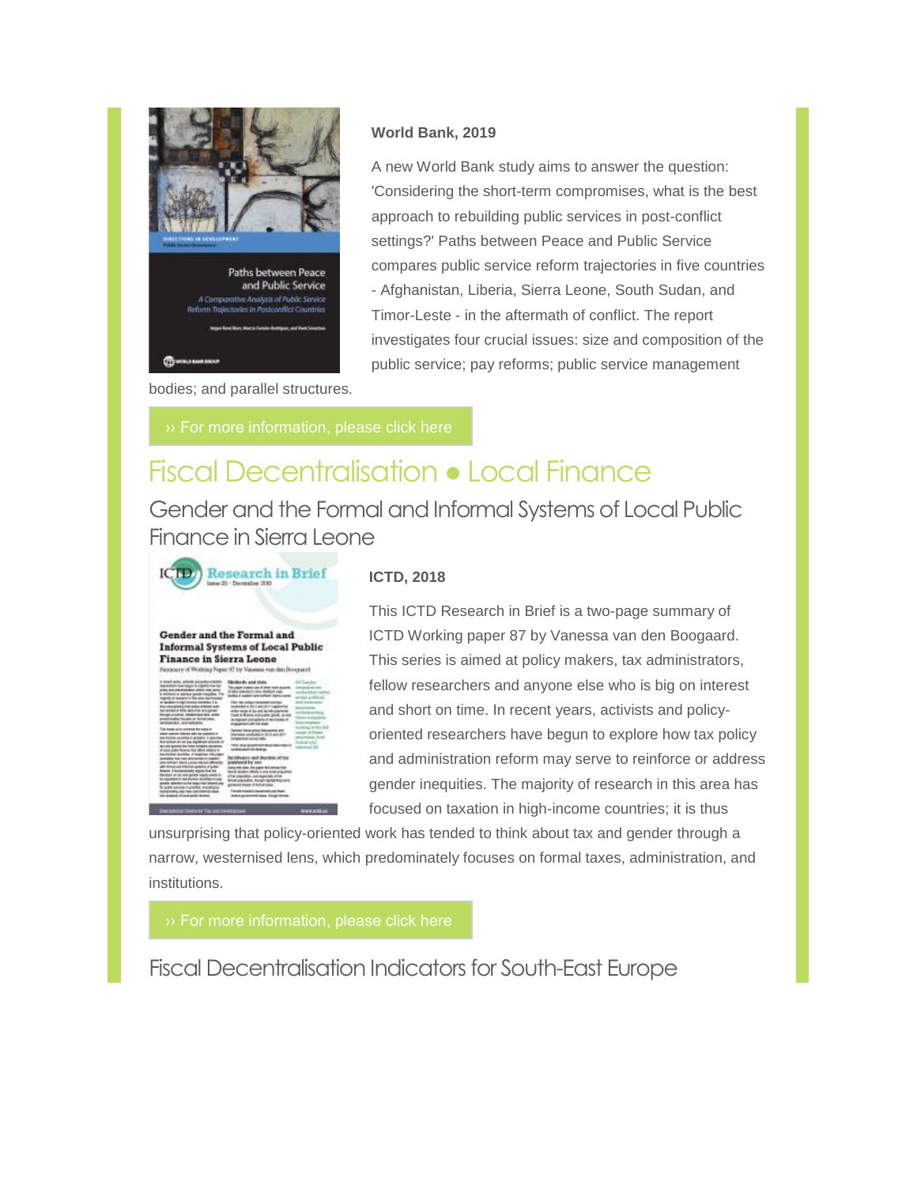**World Bank, 2019**

A new World Bank study aims to answer the question: 'Considering the short-term compromises, what is the best approach to rebuilding public services in post-conflict settings?' Paths between Peace and Public Service compares public service reform trajectories in five countries - Afghanistan, Liberia, Sierra Leone, South Sudan, and Timor-Leste - in the aftermath of conflict. The report investigates four crucial issues: size and composition of the public service; pay reforms; public service management bodies; and parallel structures.

›› For more information, please click here

# Fiscal Decentralisation ● Local Finance

## Gender and the Formal and Informal Systems of Local Public Finance in Sierra Leone

**ICTD, 2018**

This ICTD Research in Brief is a two-page summary of ICTD Working paper 87 by Vanessa van den Boogaard. This series is aimed at policy makers, tax administrators, fellow researchers and anyone else who is big on interest and short on time. In recent years, activists and policy-oriented researchers have begun to explore how tax policy and administration reform may serve to reinforce or address gender inequities. The majority of research in this area has focused on taxation in high-income countries; it is thus unsurprising that policy-oriented work has tended to think about tax and gender through a narrow, westernised lens, which predominately focuses on formal taxes, administration, and institutions.

›› For more information, please click here

## Fiscal Decentralisation Indicators for South-East Europe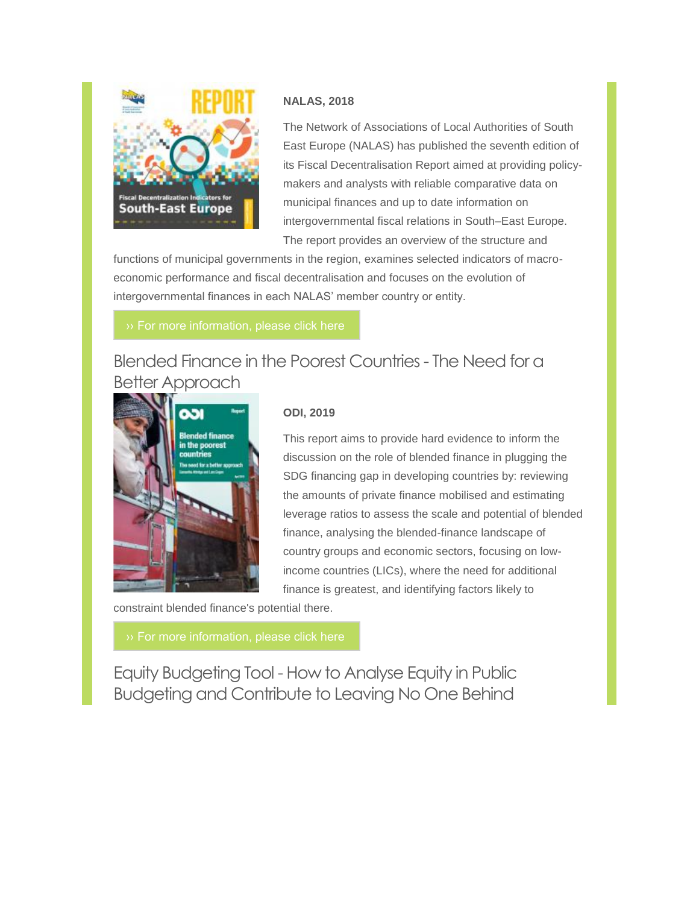**NALAS, 2018**

The Network of Associations of Local Authorities of South East Europe (NALAS) has published the seventh edition of its Fiscal Decentralisation Report aimed at providing policy-makers and analysts with reliable comparative data on municipal finances and up to date information on intergovernmental fiscal relations in South–East Europe. The report provides an overview of the structure and functions of municipal governments in the region, examines selected indicators of macro-economic performance and fiscal decentralisation and focuses on the evolution of intergovernmental finances in each NALAS' member country or entity.

›› For more information, please click here

## Blended Finance in the Poorest Countries - The Need for a Better Approach

**ODI, 2019**

This report aims to provide hard evidence to inform the discussion on the role of blended finance in plugging the SDG financing gap in developing countries by: reviewing the amounts of private finance mobilised and estimating leverage ratios to assess the scale and potential of blended finance, analysing the blended-finance landscape of country groups and economic sectors, focusing on low-income countries (LICs), where the need for additional finance is greatest, and identifying factors likely to constraint blended finance's potential there.

›› For more information, please click here

## Equity Budgeting Tool - How to Analyse Equity in Public Budgeting and Contribute to Leaving No One Behind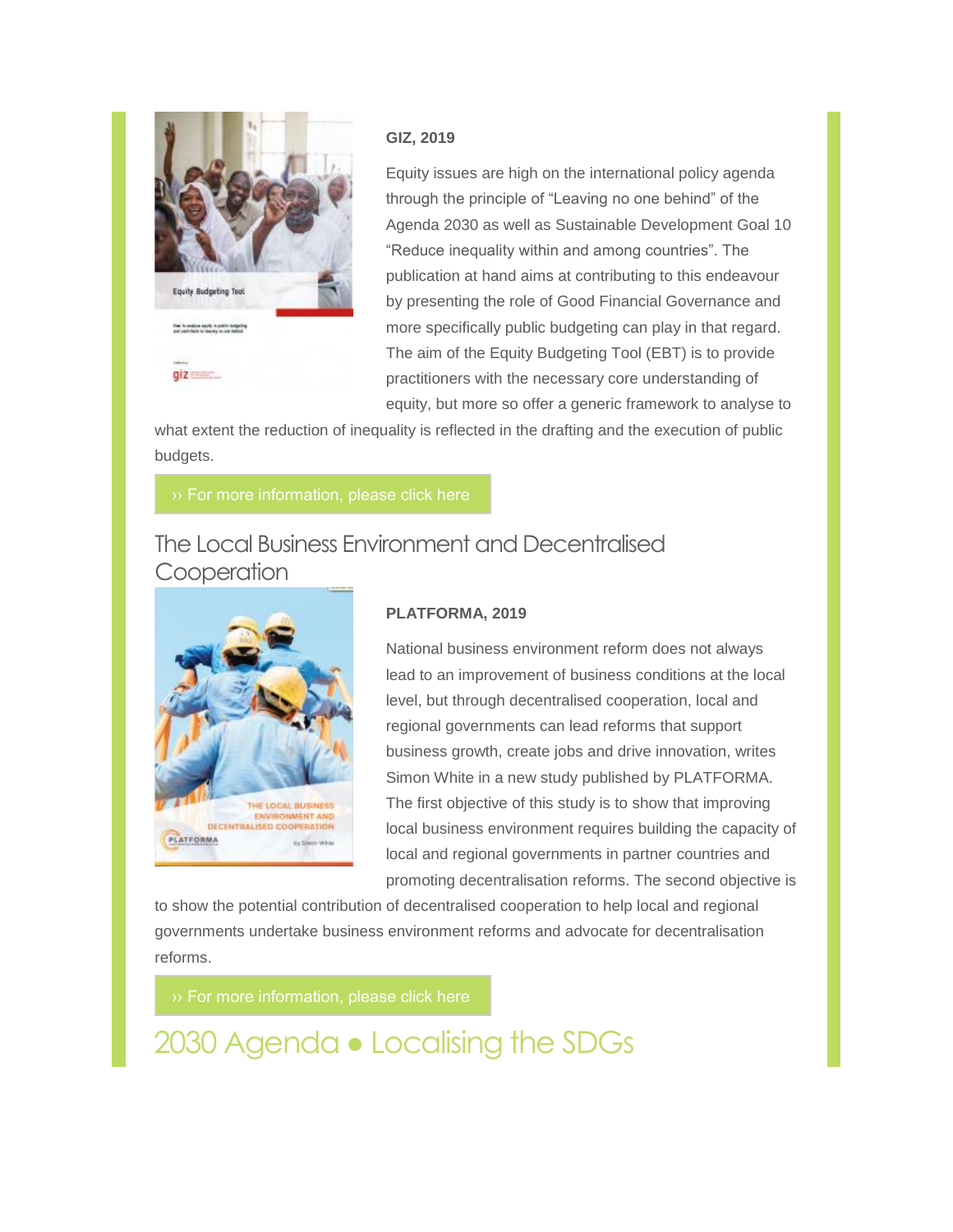**GIZ, 2019**

Equity issues are high on the international policy agenda through the principle of "Leaving no one behind" of the Agenda 2030 as well as Sustainable Development Goal 10 "Reduce inequality within and among countries". The publication at hand aims at contributing to this endeavour by presenting the role of Good Financial Governance and more specifically public budgeting can play in that regard. The aim of the Equity Budgeting Tool (EBT) is to provide practitioners with the necessary core understanding of equity, but more so offer a generic framework to analyse to what extent the reduction of inequality is reflected in the drafting and the execution of public budgets.

›› For more information, please click here

## The Local Business Environment and Decentralised Cooperation

**PLATFORMA, 2019**

National business environment reform does not always lead to an improvement of business conditions at the local level, but through decentralised cooperation, local and regional governments can lead reforms that support business growth, create jobs and drive innovation, writes Simon White in a new study published by PLATFORMA. The first objective of this study is to show that improving local business environment requires building the capacity of local and regional governments in partner countries and promoting decentralisation reforms. The second objective is to show the potential contribution of decentralised cooperation to help local and regional governments undertake business environment reforms and advocate for decentralisation reforms.

›› For more information, please click here

# 2030 Agenda ● Localising the SDGs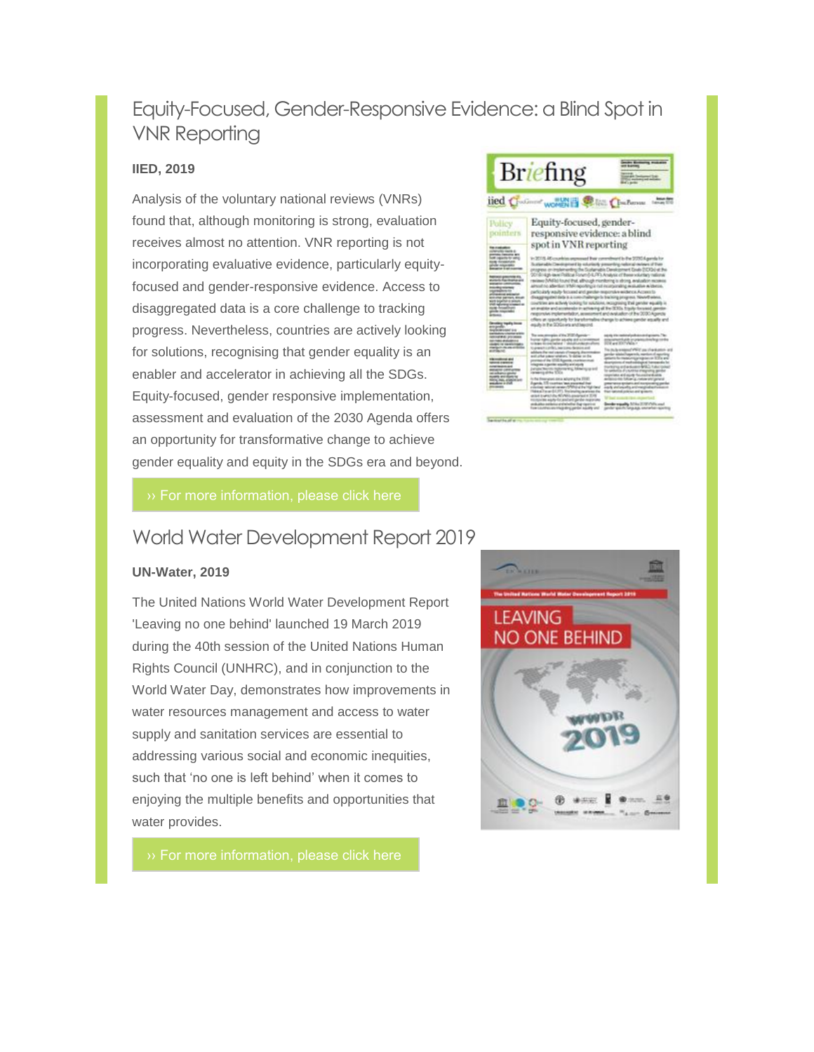## Equity-Focused, Gender-Responsive Evidence: a Blind Spot in VNR Reporting

**IIED, 2019**

Analysis of the voluntary national reviews (VNRs) found that, although monitoring is strong, evaluation receives almost no attention. VNR reporting is not incorporating evaluative evidence, particularly equity-focused and gender-responsive evidence. Access to disaggregated data is a core challenge to tracking progress. Nevertheless, countries are actively looking for solutions, recognising that gender equality is an enabler and accelerator in achieving all the SDGs. Equity-focused, gender responsive implementation, assessment and evaluation of the 2030 Agenda offers an opportunity for transformative change to achieve gender equality and equity in the SDGs era and beyond.

›› For more information, please click here

## World Water Development Report 2019

**UN-Water, 2019**

The United Nations World Water Development Report 'Leaving no one behind' launched 19 March 2019 during the 40th session of the United Nations Human Rights Council (UNHRC), and in conjunction to the World Water Day, demonstrates how improvements in water resources management and access to water supply and sanitation services are essential to addressing various social and economic inequities, such that 'no one is left behind' when it comes to enjoying the multiple benefits and opportunities that water provides.

›› For more information, please click here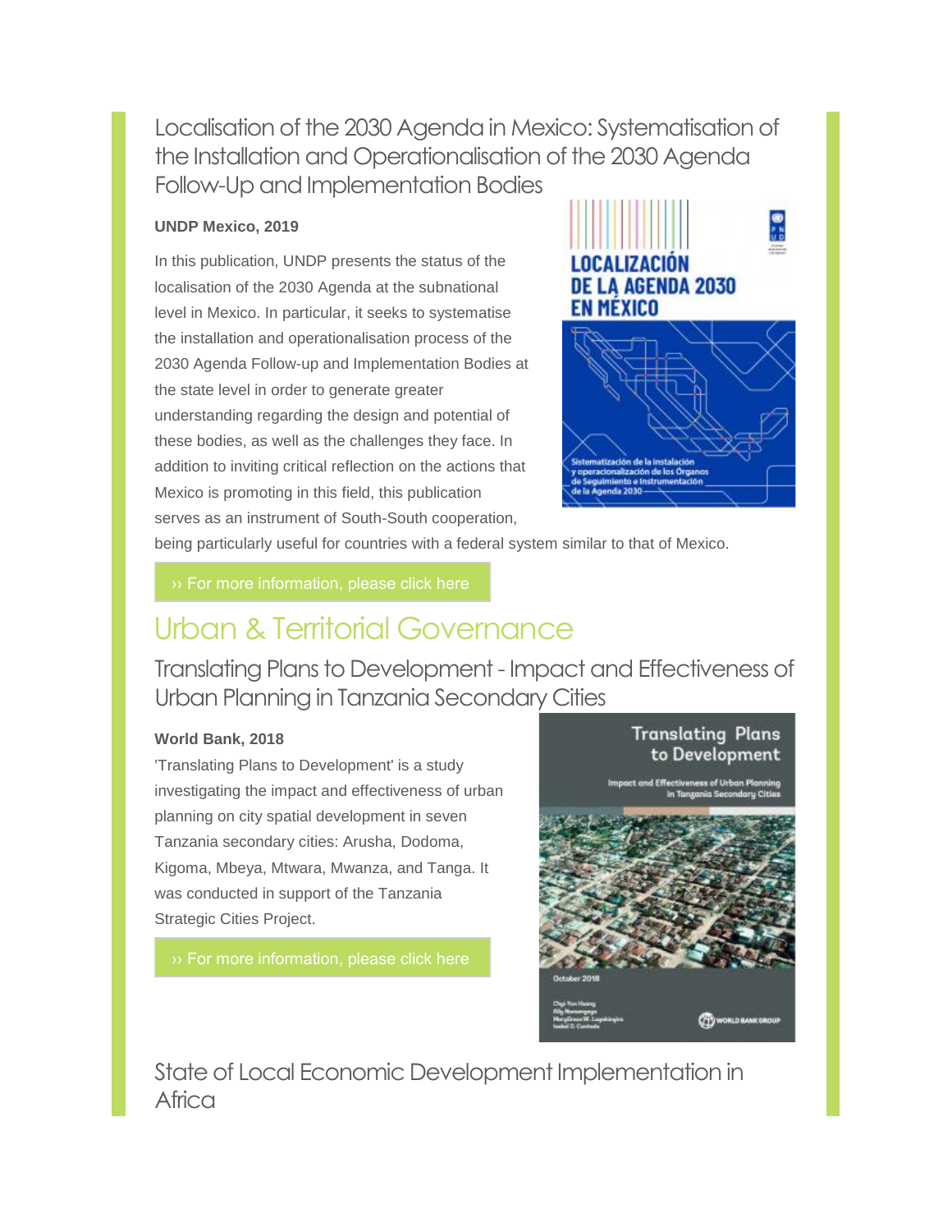### Localisation of the 2030 Agenda in Mexico: Systematisation of the Installation and Operationalisation of the 2030 Agenda Follow-Up and Implementation Bodies

**UNDP Mexico, 2019**

In this publication, UNDP presents the status of the localisation of the 2030 Agenda at the subnational level in Mexico. In particular, it seeks to systematise the installation and operationalisation process of the 2030 Agenda Follow-up and Implementation Bodies at the state level in order to generate greater understanding regarding the design and potential of these bodies, as well as the challenges they face. In addition to inviting critical reflection on the actions that Mexico is promoting in this field, this publication serves as an instrument of South-South cooperation, being particularly useful for countries with a federal system similar to that of Mexico.

›› For more information, please click here

## Urban & Territorial Governance

### Translating Plans to Development - Impact and Effectiveness of Urban Planning in Tanzania Secondary Cities

**World Bank, 2018**

'Translating Plans to Development' is a study investigating the impact and effectiveness of urban planning on city spatial development in seven Tanzania secondary cities: Arusha, Dodoma, Kigoma, Mbeya, Mtwara, Mwanza, and Tanga. It was conducted in support of the Tanzania Strategic Cities Project.

›› For more information, please click here

### State of Local Economic Development Implementation in Africa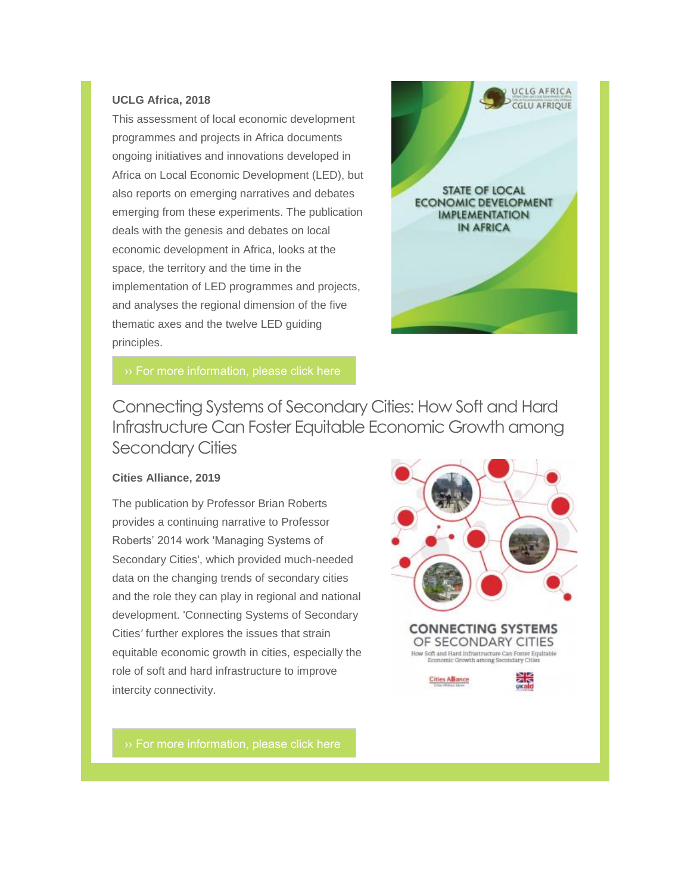**UCLG Africa, 2018**

This assessment of local economic development programmes and projects in Africa documents ongoing initiatives and innovations developed in Africa on Local Economic Development (LED), but also reports on emerging narratives and debates emerging from these experiments. The publication deals with the genesis and debates on local economic development in Africa, looks at the space, the territory and the time in the implementation of LED programmes and projects, and analyses the regional dimension of the five thematic axes and the twelve LED guiding principles.

›› For more information, please click here

## Connecting Systems of Secondary Cities: How Soft and Hard Infrastructure Can Foster Equitable Economic Growth among Secondary Cities

**Cities Alliance, 2019**

The publication by Professor Brian Roberts provides a continuing narrative to Professor Roberts' 2014 work 'Managing Systems of Secondary Cities', which provided much-needed data on the changing trends of secondary cities and the role they can play in regional and national development. 'Connecting Systems of Secondary Cities' further explores the issues that strain equitable economic growth in cities, especially the role of soft and hard infrastructure to improve intercity connectivity.

›› For more information, please click here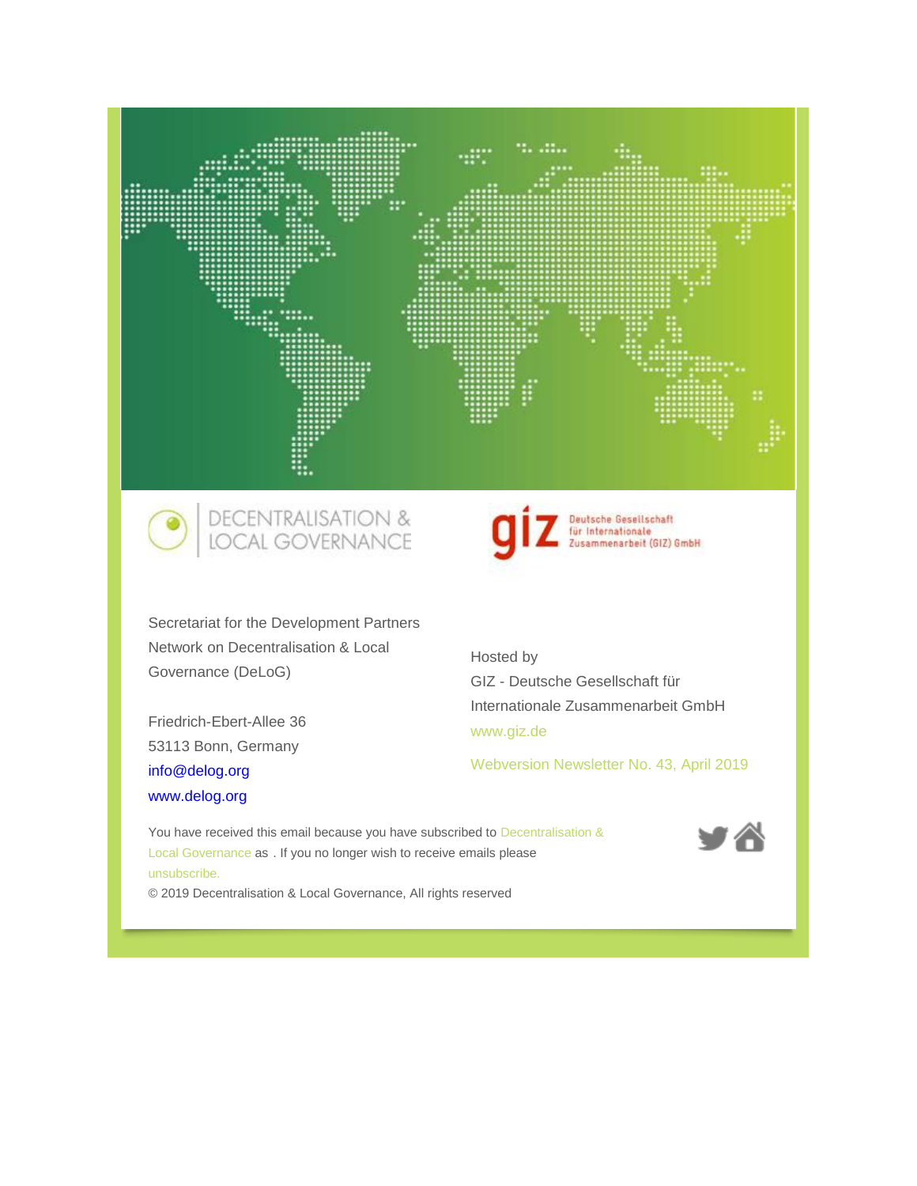DECENTRALISATION & LOCAL GOVERNANCE

giz Deutsche Gesellschaft für Internationale Zusammenarbeit (GIZ) GmbH

Secretariat for the Development Partners Network on Decentralisation & Local Governance (DeLoG)

Friedrich-Ebert-Allee 36
53113 Bonn, Germany
info@delog.org
www.delog.org

Hosted by
GIZ - Deutsche Gesellschaft für Internationale Zusammenarbeit GmbH
www.giz.de

Webversion Newsletter No. 43, April 2019

You have received this email because you have subscribed to Decentralisation & Local Governance as . If you no longer wish to receive emails please unsubscribe.

© 2019 Decentralisation & Local Governance, All rights reserved